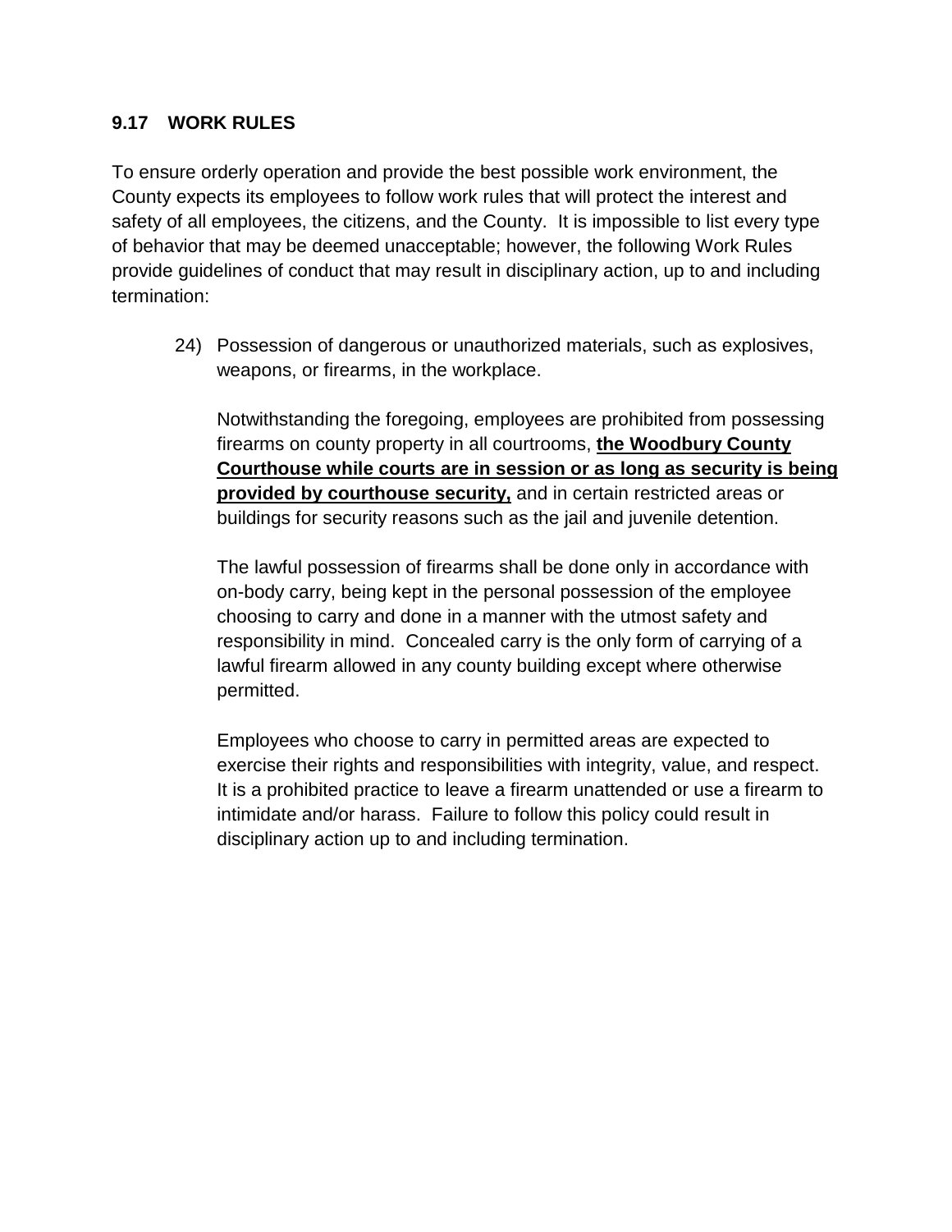## 9.17 WORK RULES

To ensure orderly operation and provide the best possible work environment, the County expects its employees to follow work rules that will protect the interest and safety of all employees, the citizens, and the County. It is impossible to list every type of behavior that may be deemed unacceptable; however, the following Work Rules provide guidelines of conduct that may result in disciplinary action, up to and including termination:

24) Possession of dangerous or unauthorized materials, such as explosives, weapons, or firearms, in the workplace.

    Notwithstanding the foregoing, employees are prohibited from possessing firearms on county property in all courtrooms, <u>**the Woodbury County Courthouse while courts are in session or as long as security is being provided by courthouse security,**</u> and in certain restricted areas or buildings for security reasons such as the jail and juvenile detention.

    The lawful possession of firearms shall be done only in accordance with on-body carry, being kept in the personal possession of the employee choosing to carry and done in a manner with the utmost safety and responsibility in mind. Concealed carry is the only form of carrying of a lawful firearm allowed in any county building except where otherwise permitted.

    Employees who choose to carry in permitted areas are expected to exercise their rights and responsibilities with integrity, value, and respect. It is a prohibited practice to leave a firearm unattended or use a firearm to intimidate and/or harass. Failure to follow this policy could result in disciplinary action up to and including termination.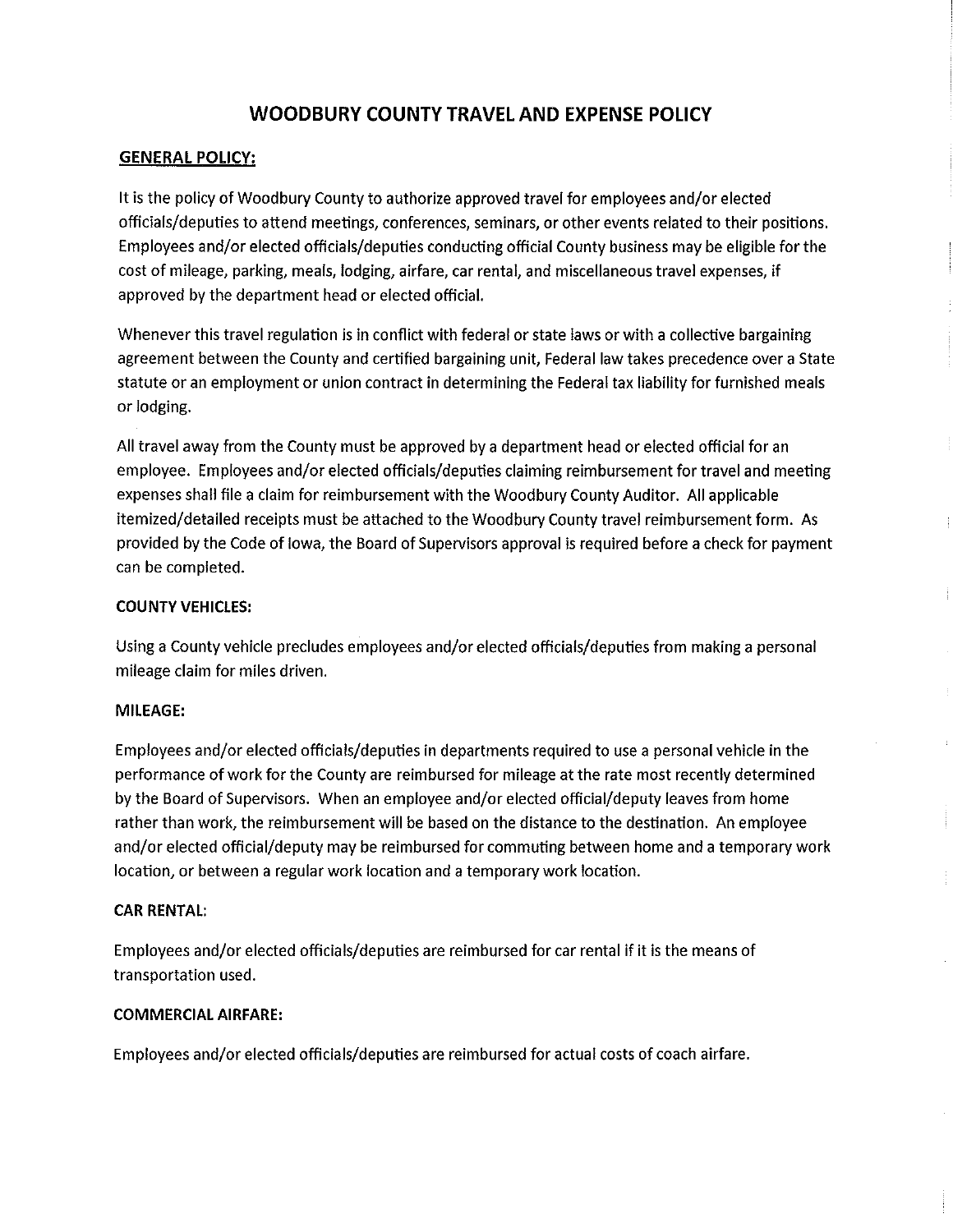# WOODBURY COUNTY TRAVEL AND EXPENSE POLICY

## GENERAL POLICY:

It is the policy of Woodbury County to authorize approved travel for employees and/or elected officials/deputies to attend meetings, conferences, seminars, or other events related to their positions. Employees and/or elected officials/deputies conducting official County business may be eligible for the cost of mileage, parking, meals, lodging, airfare, car rental, and miscellaneous travel expenses, if approved by the department head or elected official.

Whenever this travel regulation is in conflict with federal or state laws or with a collective bargaining agreement between the County and certified bargaining unit, Federal law takes precedence over a State statute or an employment or union contract in determining the Federal tax liability for furnished meals or lodging.

All travel away from the County must be approved by a department head or elected official for an employee. Employees and/or elected officials/deputies claiming reimbursement for travel and meeting expenses shall file a claim for reimbursement with the Woodbury County Auditor. All applicable itemized/detailed receipts must be attached to the Woodbury County travel reimbursement form. As provided by the Code of Iowa, the Board of Supervisors approval is required before a check for payment can be completed.

### COUNTY VEHICLES:

Using a County vehicle precludes employees and/or elected officials/deputies from making a personal mileage claim for miles driven.

### MILEAGE:

Employees and/or elected officials/deputies in departments required to use a personal vehicle in the performance of work for the County are reimbursed for mileage at the rate most recently determined by the Board of Supervisors. When an employee and/or elected official/deputy leaves from home rather than work, the reimbursement will be based on the distance to the destination. An employee and/or elected official/deputy may be reimbursed for commuting between home and a temporary work location, or between a regular work location and a temporary work location.

### CAR RENTAL:

Employees and/or elected officials/deputies are reimbursed for car rental if it is the means of transportation used.

### COMMERCIAL AIRFARE:

Employees and/or elected officials/deputies are reimbursed for actual costs of coach airfare.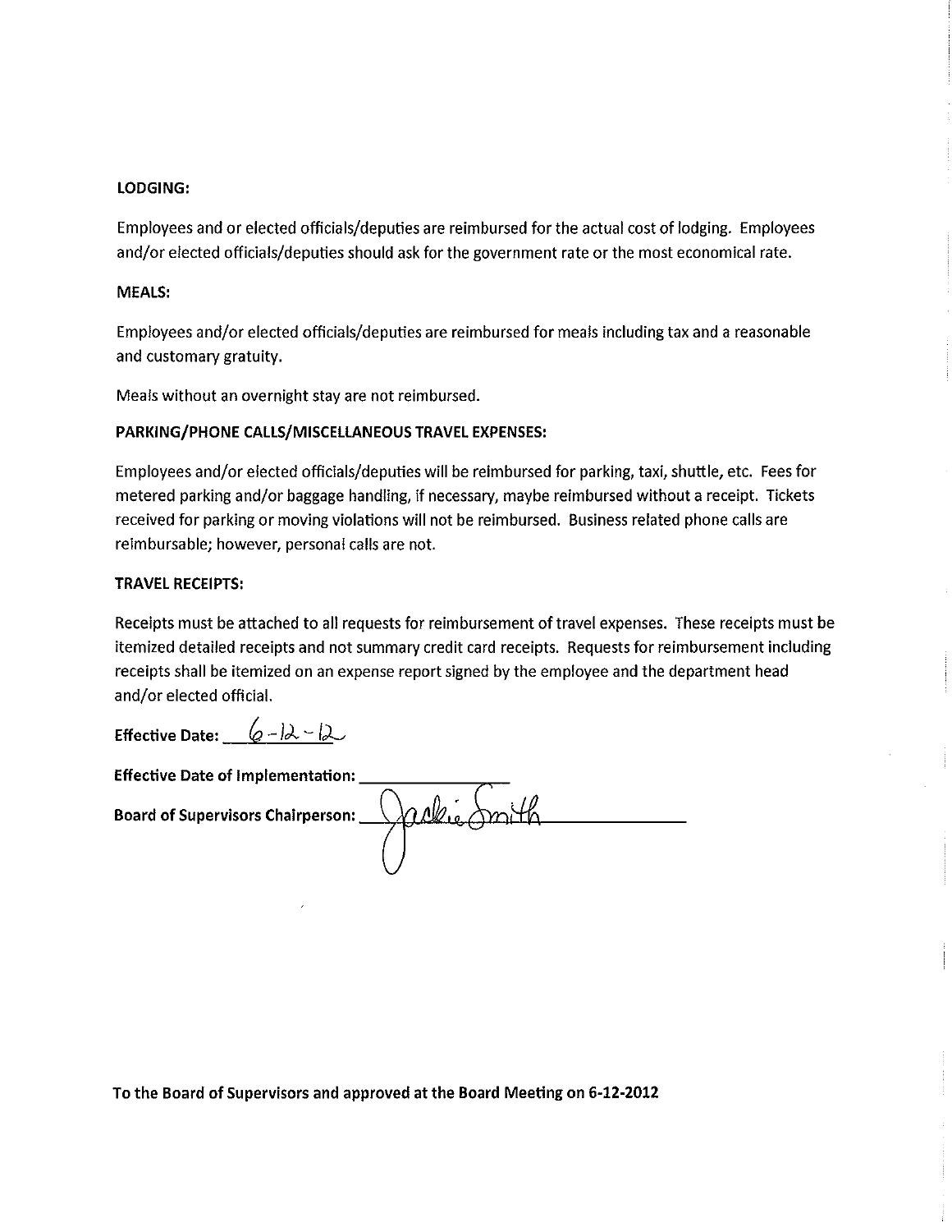**LODGING:**

Employees and or elected officials/deputies are reimbursed for the actual cost of lodging. Employees and/or elected officials/deputies should ask for the government rate or the most economical rate.

**MEALS:**

Employees and/or elected officials/deputies are reimbursed for meals including tax and a reasonable and customary gratuity.

Meals without an overnight stay are not reimbursed.

**PARKING/PHONE CALLS/MISCELLANEOUS TRAVEL EXPENSES:**

Employees and/or elected officials/deputies will be reimbursed for parking, taxi, shuttle, etc. Fees for metered parking and/or baggage handling, if necessary, maybe reimbursed without a receipt. Tickets received for parking or moving violations will not be reimbursed. Business related phone calls are reimbursable; however, personal calls are not.

**TRAVEL RECEIPTS:**

Receipts must be attached to all requests for reimbursement of travel expenses. These receipts must be itemized detailed receipts and not summary credit card receipts. Requests for reimbursement including receipts shall be itemized on an expense report signed by the employee and the department head and/or elected official.

**Effective Date:** 6-12-12

**Effective Date of Implementation:** ________________

**Board of Supervisors Chairperson:** Jackie Smith

**To the Board of Supervisors and approved at the Board Meeting on 6-12-2012**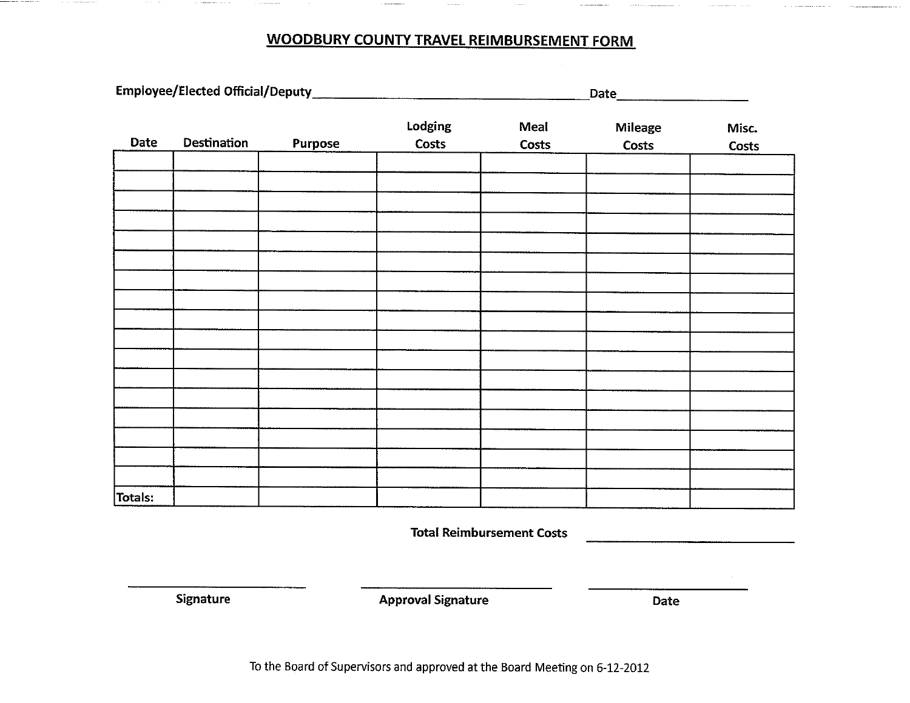# WOODBURY COUNTY TRAVEL REIMBURSEMENT FORM

Employee/Elected Official/Deputy ______________________________ Date ______________

| Date | Destination | Purpose | Lodging Costs | Meal Costs | Mileage Costs | Misc. Costs |
|---|---|---|---|---|---|---|
| | | | | | | |
| | | | | | | |
| | | | | | | |
| | | | | | | |
| | | | | | | |
| | | | | | | |
| | | | | | | |
| | | | | | | |
| | | | | | | |
| | | | | | | |
| | | | | | | |
| | | | | | | |
| | | | | | | |
| | | | | | | |
| | | | | | | |
| | | | | | | |
| | | | | | | |
| Totals: | | | | | | |

Total Reimbursement Costs ______________

______________________ Signature

______________________ Approval Signature

______________________ Date

To the Board of Supervisors and approved at the Board Meeting on 6-12-2012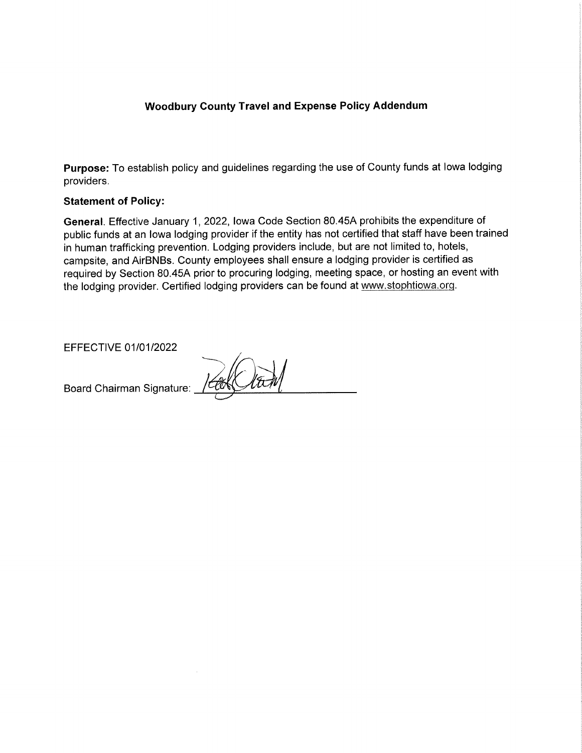## Woodbury County Travel and Expense Policy Addendum

**Purpose:** To establish policy and guidelines regarding the use of County funds at Iowa lodging providers.

**Statement of Policy:**

**General**. Effective January 1, 2022, Iowa Code Section 80.45A prohibits the expenditure of public funds at an Iowa lodging provider if the entity has not certified that staff have been trained in human trafficking prevention. Lodging providers include, but are not limited to, hotels, campsite, and AirBNBs. County employees shall ensure a lodging provider is certified as required by Section 80.45A prior to procuring lodging, meeting space, or hosting an event with the lodging provider. Certified lodging providers can be found at www.stophtiowa.org.

EFFECTIVE 01/01/2022

Board Chairman Signature: ______________________